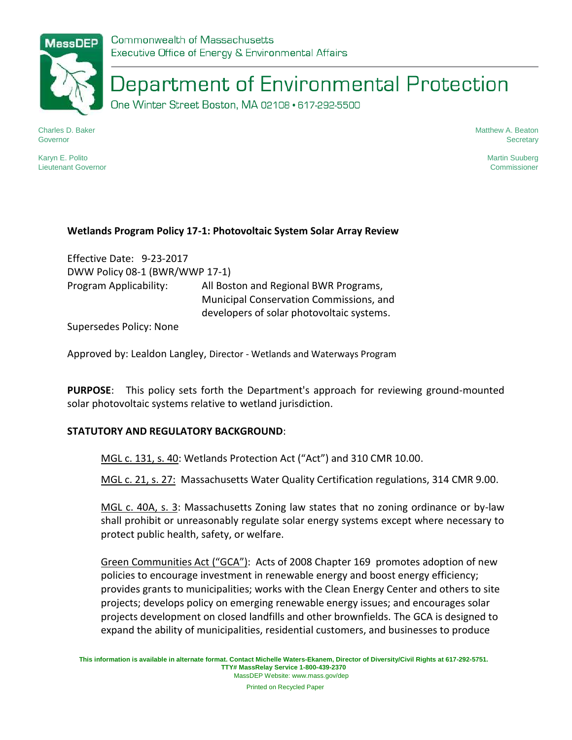Commonwealth of Massachusetts
Executive Office of Energy & Environmental Affairs

# Department of Environmental Protection

One Winter Street Boston, MA 02108 • 617-292-5500

Charles D. Baker
Governor

Karyn E. Polito
Lieutenant Governor

Matthew A. Beaton
Secretary

Martin Suuberg
Commissioner

**Wetlands Program Policy 17-1: Photovoltaic System Solar Array Review**

Effective Date: 9-23-2017
DWW Policy 08-1 (BWR/WWP 17-1)
Program Applicability: All Boston and Regional BWR Programs, Municipal Conservation Commissions, and developers of solar photovoltaic systems.

Supersedes Policy: None

Approved by: Lealdon Langley, Director - Wetlands and Waterways Program

**PURPOSE**: This policy sets forth the Department's approach for reviewing ground-mounted solar photovoltaic systems relative to wetland jurisdiction.

**STATUTORY AND REGULATORY BACKGROUND**:

MGL c. 131, s. 40: Wetlands Protection Act ("Act") and 310 CMR 10.00.

MGL c. 21, s. 27: Massachusetts Water Quality Certification regulations, 314 CMR 9.00.

MGL c. 40A, s. 3: Massachusetts Zoning law states that no zoning ordinance or by-law shall prohibit or unreasonably regulate solar energy systems except where necessary to protect public health, safety, or welfare.

Green Communities Act ("GCA"): Acts of 2008 Chapter 169 promotes adoption of new policies to encourage investment in renewable energy and boost energy efficiency; provides grants to municipalities; works with the Clean Energy Center and others to site projects; develops policy on emerging renewable energy issues; and encourages solar projects development on closed landfills and other brownfields. The GCA is designed to expand the ability of municipalities, residential customers, and businesses to produce

This information is available in alternate format. Contact Michelle Waters-Ekanem, Director of Diversity/Civil Rights at 617-292-5751.
TTY# MassRelay Service 1-800-439-2370
MassDEP Website: www.mass.gov/dep
Printed on Recycled Paper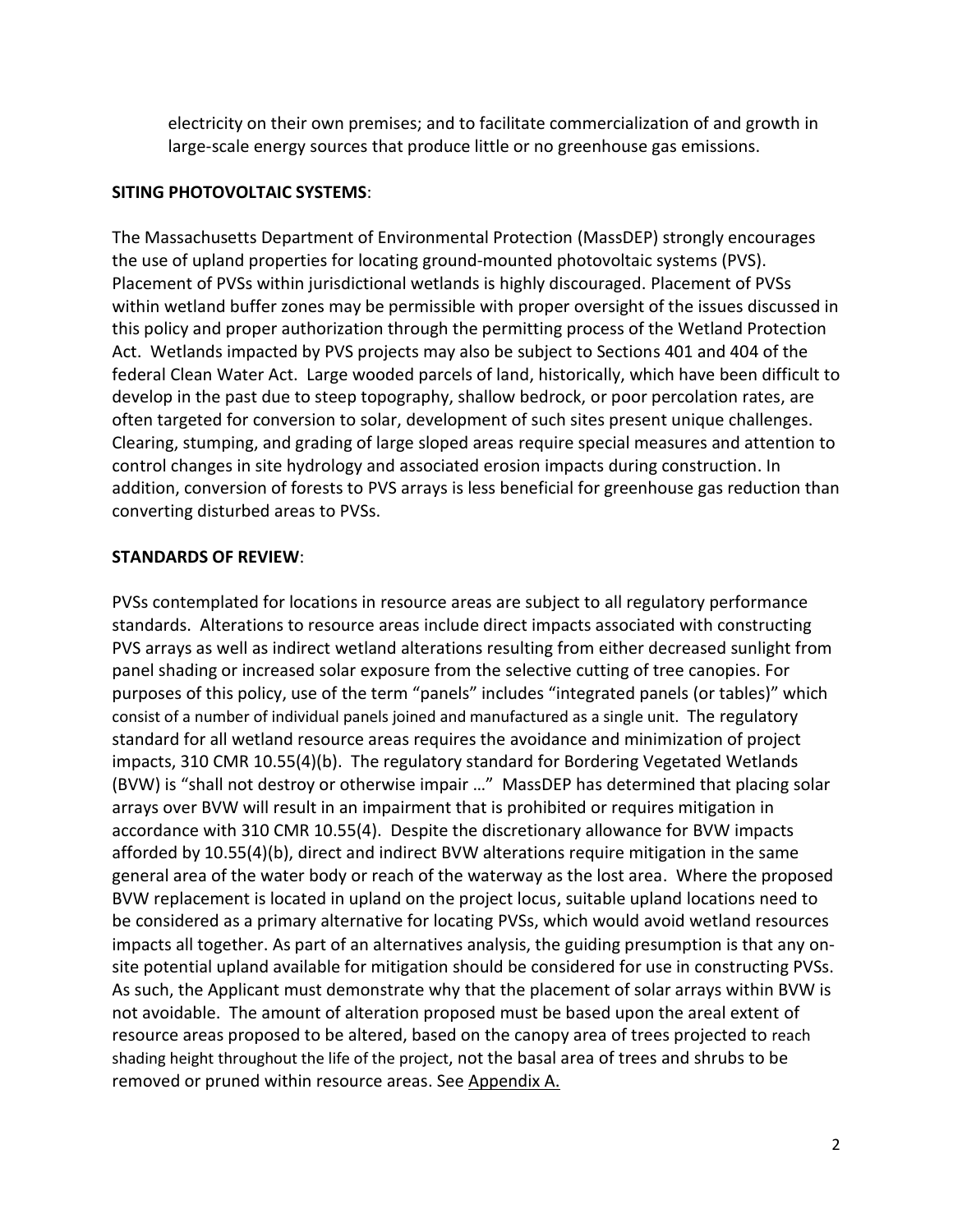electricity on their own premises; and to facilitate commercialization of and growth in large-scale energy sources that produce little or no greenhouse gas emissions.

**SITING PHOTOVOLTAIC SYSTEMS**:

The Massachusetts Department of Environmental Protection (MassDEP) strongly encourages the use of upland properties for locating ground-mounted photovoltaic systems (PVS). Placement of PVSs within jurisdictional wetlands is highly discouraged. Placement of PVSs within wetland buffer zones may be permissible with proper oversight of the issues discussed in this policy and proper authorization through the permitting process of the Wetland Protection Act. Wetlands impacted by PVS projects may also be subject to Sections 401 and 404 of the federal Clean Water Act. Large wooded parcels of land, historically, which have been difficult to develop in the past due to steep topography, shallow bedrock, or poor percolation rates, are often targeted for conversion to solar, development of such sites present unique challenges. Clearing, stumping, and grading of large sloped areas require special measures and attention to control changes in site hydrology and associated erosion impacts during construction. In addition, conversion of forests to PVS arrays is less beneficial for greenhouse gas reduction than converting disturbed areas to PVSs.

**STANDARDS OF REVIEW**:

PVSs contemplated for locations in resource areas are subject to all regulatory performance standards. Alterations to resource areas include direct impacts associated with constructing PVS arrays as well as indirect wetland alterations resulting from either decreased sunlight from panel shading or increased solar exposure from the selective cutting of tree canopies. For purposes of this policy, use of the term "panels" includes "integrated panels (or tables)" which consist of a number of individual panels joined and manufactured as a single unit. The regulatory standard for all wetland resource areas requires the avoidance and minimization of project impacts, 310 CMR 10.55(4)(b). The regulatory standard for Bordering Vegetated Wetlands (BVW) is "shall not destroy or otherwise impair …" MassDEP has determined that placing solar arrays over BVW will result in an impairment that is prohibited or requires mitigation in accordance with 310 CMR 10.55(4). Despite the discretionary allowance for BVW impacts afforded by 10.55(4)(b), direct and indirect BVW alterations require mitigation in the same general area of the water body or reach of the waterway as the lost area. Where the proposed BVW replacement is located in upland on the project locus, suitable upland locations need to be considered as a primary alternative for locating PVSs, which would avoid wetland resources impacts all together. As part of an alternatives analysis, the guiding presumption is that any on-site potential upland available for mitigation should be considered for use in constructing PVSs. As such, the Applicant must demonstrate why that the placement of solar arrays within BVW is not avoidable. The amount of alteration proposed must be based upon the areal extent of resource areas proposed to be altered, based on the canopy area of trees projected to reach shading height throughout the life of the project, not the basal area of trees and shrubs to be removed or pruned within resource areas. See Appendix A.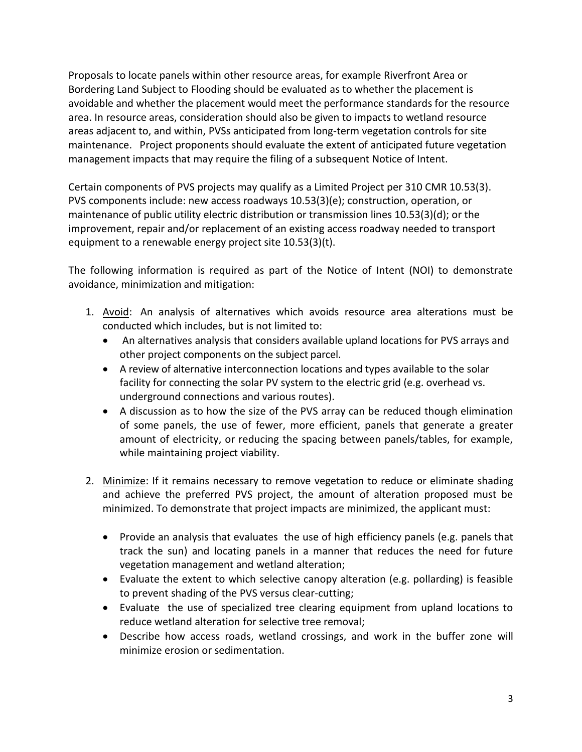Proposals to locate panels within other resource areas, for example Riverfront Area or Bordering Land Subject to Flooding should be evaluated as to whether the placement is avoidable and whether the placement would meet the performance standards for the resource area. In resource areas, consideration should also be given to impacts to wetland resource areas adjacent to, and within, PVSs anticipated from long-term vegetation controls for site maintenance. Project proponents should evaluate the extent of anticipated future vegetation management impacts that may require the filing of a subsequent Notice of Intent.

Certain components of PVS projects may qualify as a Limited Project per 310 CMR 10.53(3). PVS components include: new access roadways 10.53(3)(e); construction, operation, or maintenance of public utility electric distribution or transmission lines 10.53(3)(d); or the improvement, repair and/or replacement of an existing access roadway needed to transport equipment to a renewable energy project site 10.53(3)(t).

The following information is required as part of the Notice of Intent (NOI) to demonstrate avoidance, minimization and mitigation:

1. Avoid: An analysis of alternatives which avoids resource area alterations must be conducted which includes, but is not limited to:
   - An alternatives analysis that considers available upland locations for PVS arrays and other project components on the subject parcel.
   - A review of alternative interconnection locations and types available to the solar facility for connecting the solar PV system to the electric grid (e.g. overhead vs. underground connections and various routes).
   - A discussion as to how the size of the PVS array can be reduced though elimination of some panels, the use of fewer, more efficient, panels that generate a greater amount of electricity, or reducing the spacing between panels/tables, for example, while maintaining project viability.

2. Minimize: If it remains necessary to remove vegetation to reduce or eliminate shading and achieve the preferred PVS project, the amount of alteration proposed must be minimized. To demonstrate that project impacts are minimized, the applicant must:

   - Provide an analysis that evaluates the use of high efficiency panels (e.g. panels that track the sun) and locating panels in a manner that reduces the need for future vegetation management and wetland alteration;
   - Evaluate the extent to which selective canopy alteration (e.g. pollarding) is feasible to prevent shading of the PVS versus clear-cutting;
   - Evaluate the use of specialized tree clearing equipment from upland locations to reduce wetland alteration for selective tree removal;
   - Describe how access roads, wetland crossings, and work in the buffer zone will minimize erosion or sedimentation.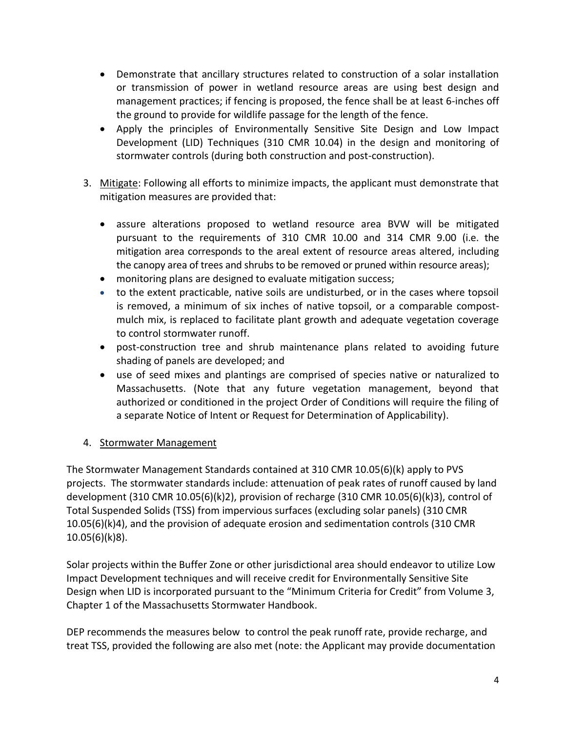- Demonstrate that ancillary structures related to construction of a solar installation or transmission of power in wetland resource areas are using best design and management practices; if fencing is proposed, the fence shall be at least 6-inches off the ground to provide for wildlife passage for the length of the fence.
- Apply the principles of Environmentally Sensitive Site Design and Low Impact Development (LID) Techniques (310 CMR 10.04) in the design and monitoring of stormwater controls (during both construction and post-construction).

3. Mitigate: Following all efforts to minimize impacts, the applicant must demonstrate that mitigation measures are provided that:

    - assure alterations proposed to wetland resource area BVW will be mitigated pursuant to the requirements of 310 CMR 10.00 and 314 CMR 9.00 (i.e. the mitigation area corresponds to the areal extent of resource areas altered, including the canopy area of trees and shrubs to be removed or pruned within resource areas);
    - monitoring plans are designed to evaluate mitigation success;
    - to the extent practicable, native soils are undisturbed, or in the cases where topsoil is removed, a minimum of six inches of native topsoil, or a comparable compost-mulch mix, is replaced to facilitate plant growth and adequate vegetation coverage to control stormwater runoff.
    - post-construction tree and shrub maintenance plans related to avoiding future shading of panels are developed; and
    - use of seed mixes and plantings are comprised of species native or naturalized to Massachusetts. (Note that any future vegetation management, beyond that authorized or conditioned in the project Order of Conditions will require the filing of a separate Notice of Intent or Request for Determination of Applicability).

4. Stormwater Management

The Stormwater Management Standards contained at 310 CMR 10.05(6)(k) apply to PVS projects. The stormwater standards include: attenuation of peak rates of runoff caused by land development (310 CMR 10.05(6)(k)2), provision of recharge (310 CMR 10.05(6)(k)3), control of Total Suspended Solids (TSS) from impervious surfaces (excluding solar panels) (310 CMR 10.05(6)(k)4), and the provision of adequate erosion and sedimentation controls (310 CMR 10.05(6)(k)8).

Solar projects within the Buffer Zone or other jurisdictional area should endeavor to utilize Low Impact Development techniques and will receive credit for Environmentally Sensitive Site Design when LID is incorporated pursuant to the "Minimum Criteria for Credit" from Volume 3, Chapter 1 of the Massachusetts Stormwater Handbook.

DEP recommends the measures below to control the peak runoff rate, provide recharge, and treat TSS, provided the following are also met (note: the Applicant may provide documentation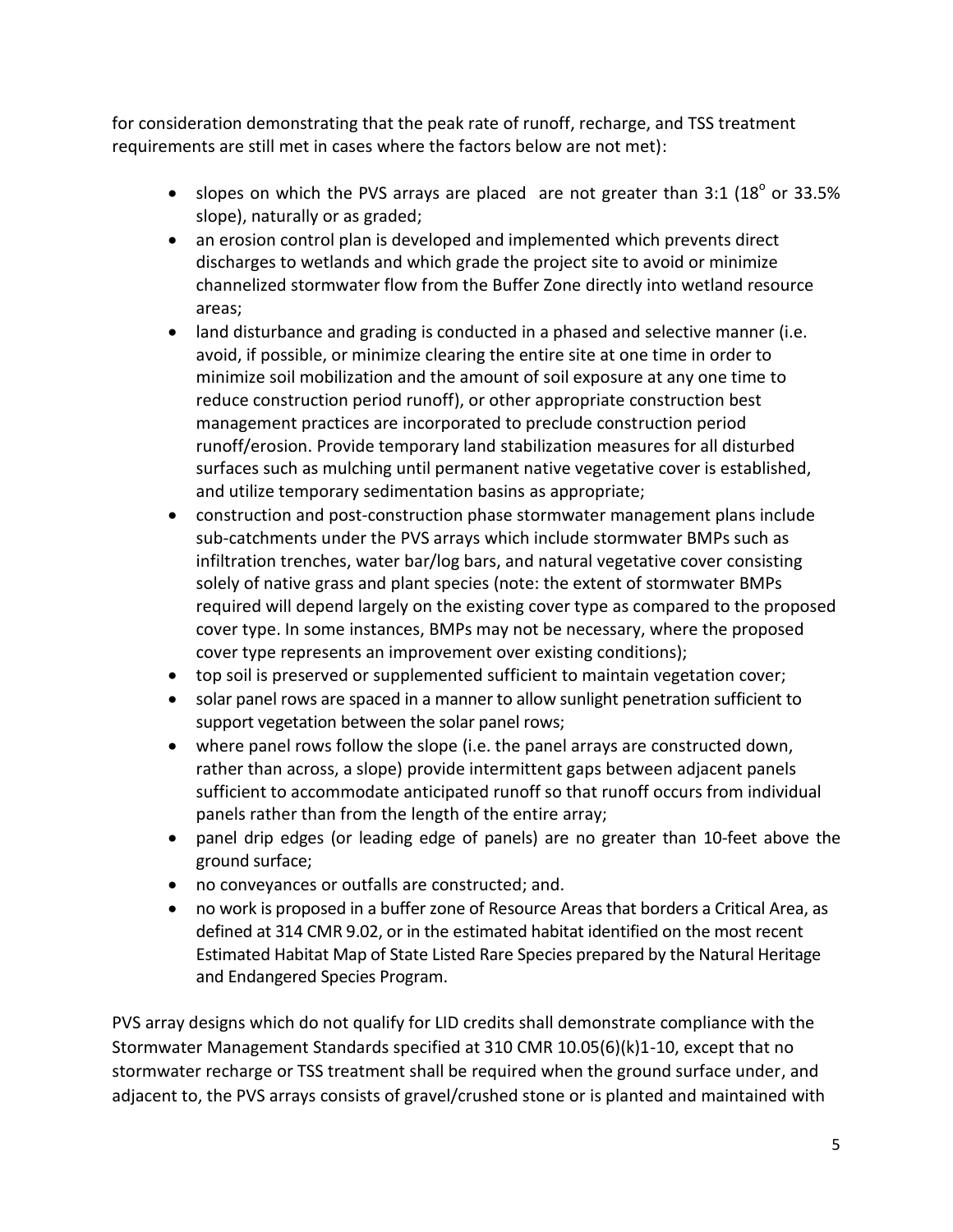for consideration demonstrating that the peak rate of runoff, recharge, and TSS treatment requirements are still met in cases where the factors below are not met):

- slopes on which the PVS arrays are placed are not greater than 3:1 ($18^{o}$ or 33.5% slope), naturally or as graded;
- an erosion control plan is developed and implemented which prevents direct discharges to wetlands and which grade the project site to avoid or minimize channelized stormwater flow from the Buffer Zone directly into wetland resource areas;
- land disturbance and grading is conducted in a phased and selective manner (i.e. avoid, if possible, or minimize clearing the entire site at one time in order to minimize soil mobilization and the amount of soil exposure at any one time to reduce construction period runoff), or other appropriate construction best management practices are incorporated to preclude construction period runoff/erosion. Provide temporary land stabilization measures for all disturbed surfaces such as mulching until permanent native vegetative cover is established, and utilize temporary sedimentation basins as appropriate;
- construction and post-construction phase stormwater management plans include sub-catchments under the PVS arrays which include stormwater BMPs such as infiltration trenches, water bar/log bars, and natural vegetative cover consisting solely of native grass and plant species (note: the extent of stormwater BMPs required will depend largely on the existing cover type as compared to the proposed cover type. In some instances, BMPs may not be necessary, where the proposed cover type represents an improvement over existing conditions);
- top soil is preserved or supplemented sufficient to maintain vegetation cover;
- solar panel rows are spaced in a manner to allow sunlight penetration sufficient to support vegetation between the solar panel rows;
- where panel rows follow the slope (i.e. the panel arrays are constructed down, rather than across, a slope) provide intermittent gaps between adjacent panels sufficient to accommodate anticipated runoff so that runoff occurs from individual panels rather than from the length of the entire array;
- panel drip edges (or leading edge of panels) are no greater than 10-feet above the ground surface;
- no conveyances or outfalls are constructed; and.
- no work is proposed in a buffer zone of Resource Areas that borders a Critical Area, as defined at 314 CMR 9.02, or in the estimated habitat identified on the most recent Estimated Habitat Map of State Listed Rare Species prepared by the Natural Heritage and Endangered Species Program.

PVS array designs which do not qualify for LID credits shall demonstrate compliance with the Stormwater Management Standards specified at 310 CMR 10.05(6)(k)1-10, except that no stormwater recharge or TSS treatment shall be required when the ground surface under, and adjacent to, the PVS arrays consists of gravel/crushed stone or is planted and maintained with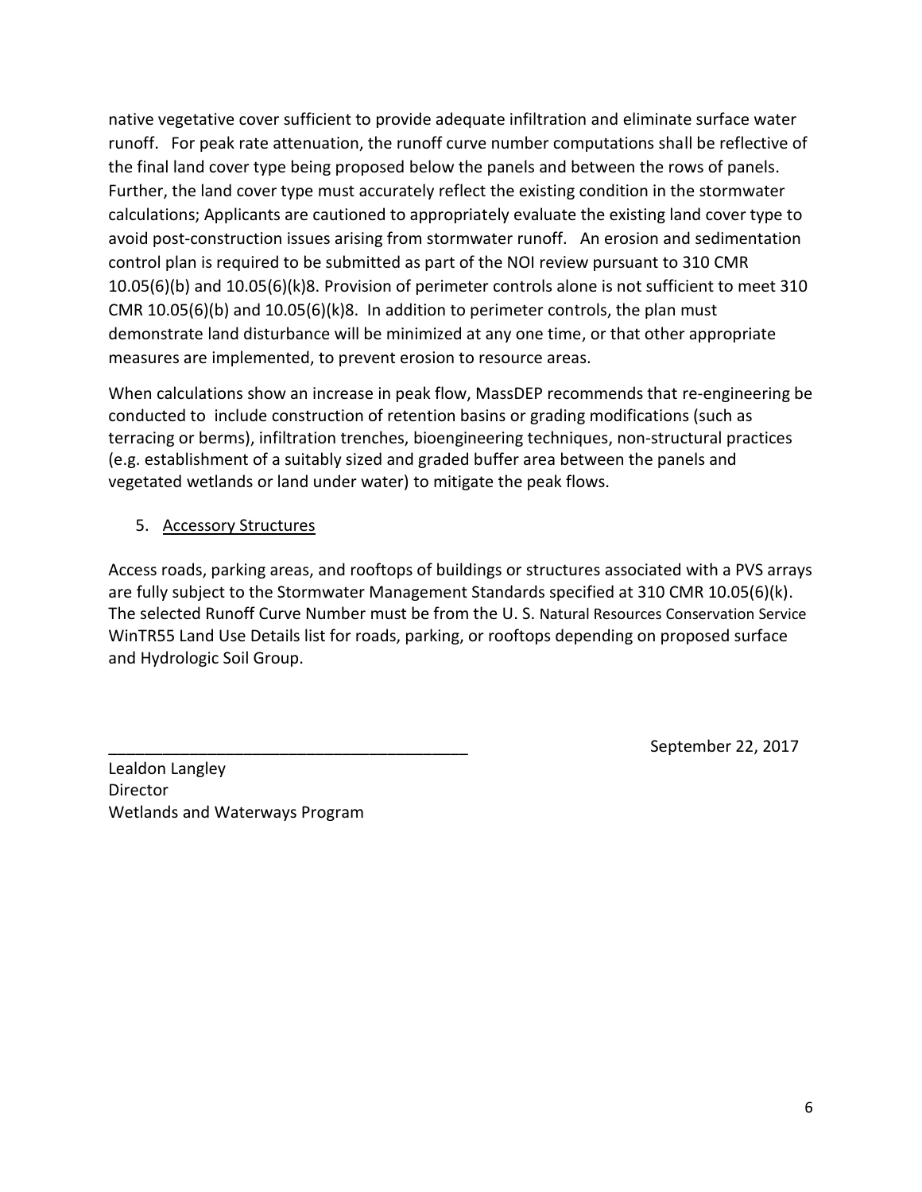native vegetative cover sufficient to provide adequate infiltration and eliminate surface water runoff. For peak rate attenuation, the runoff curve number computations shall be reflective of the final land cover type being proposed below the panels and between the rows of panels. Further, the land cover type must accurately reflect the existing condition in the stormwater calculations; Applicants are cautioned to appropriately evaluate the existing land cover type to avoid post-construction issues arising from stormwater runoff. An erosion and sedimentation control plan is required to be submitted as part of the NOI review pursuant to 310 CMR 10.05(6)(b) and 10.05(6)(k)8. Provision of perimeter controls alone is not sufficient to meet 310 CMR 10.05(6)(b) and 10.05(6)(k)8. In addition to perimeter controls, the plan must demonstrate land disturbance will be minimized at any one time, or that other appropriate measures are implemented, to prevent erosion to resource areas.

When calculations show an increase in peak flow, MassDEP recommends that re-engineering be conducted to include construction of retention basins or grading modifications (such as terracing or berms), infiltration trenches, bioengineering techniques, non-structural practices (e.g. establishment of a suitably sized and graded buffer area between the panels and vegetated wetlands or land under water) to mitigate the peak flows.

5. Accessory Structures

Access roads, parking areas, and rooftops of buildings or structures associated with a PVS arrays are fully subject to the Stormwater Management Standards specified at 310 CMR 10.05(6)(k). The selected Runoff Curve Number must be from the U. S. Natural Resources Conservation Service WinTR55 Land Use Details list for roads, parking, or rooftops depending on proposed surface and Hydrologic Soil Group.

________________________________________ September 22, 2017

Lealdon Langley
Director
Wetlands and Waterways Program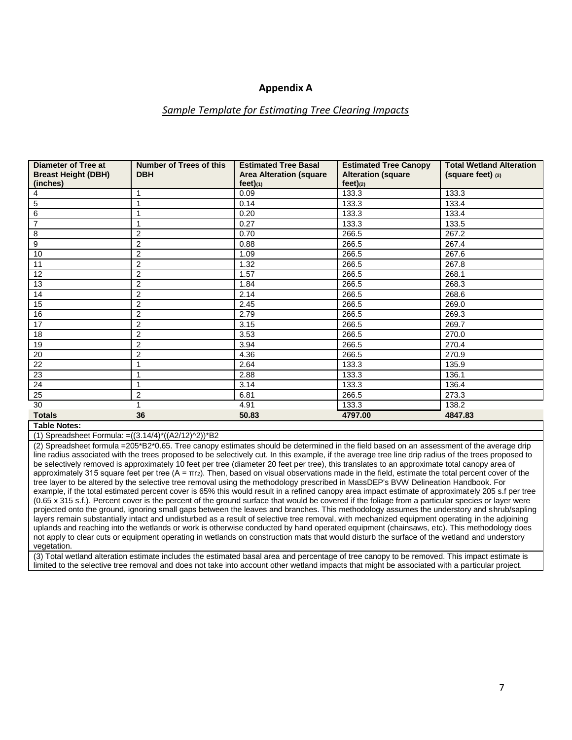# Appendix A

## *Sample Template for Estimating Tree Clearing Impacts*

| Diameter of Tree at Breast Height (DBH) (inches) | Number of Trees of this DBH | Estimated Tree Basal Area Alteration (square feet)(1) | Estimated Tree Canopy Alteration (square feet)(2) | Total Wetland Alteration (square feet) (3) |
|---|---|---|---|---|
| 4 | 1 | 0.09 | 133.3 | 133.3 |
| 5 | 1 | 0.14 | 133.3 | 133.4 |
| 6 | 1 | 0.20 | 133.3 | 133.4 |
| 7 | 1 | 0.27 | 133.3 | 133.5 |
| 8 | 2 | 0.70 | 266.5 | 267.2 |
| 9 | 2 | 0.88 | 266.5 | 267.4 |
| 10 | 2 | 1.09 | 266.5 | 267.6 |
| 11 | 2 | 1.32 | 266.5 | 267.8 |
| 12 | 2 | 1.57 | 266.5 | 268.1 |
| 13 | 2 | 1.84 | 266.5 | 268.3 |
| 14 | 2 | 2.14 | 266.5 | 268.6 |
| 15 | 2 | 2.45 | 266.5 | 269.0 |
| 16 | 2 | 2.79 | 266.5 | 269.3 |
| 17 | 2 | 3.15 | 266.5 | 269.7 |
| 18 | 2 | 3.53 | 266.5 | 270.0 |
| 19 | 2 | 3.94 | 266.5 | 270.4 |
| 20 | 2 | 4.36 | 266.5 | 270.9 |
| 22 | 1 | 2.64 | 133.3 | 135.9 |
| 23 | 1 | 2.88 | 133.3 | 136.1 |
| 24 | 1 | 3.14 | 133.3 | 136.4 |
| 25 | 2 | 6.81 | 266.5 | 273.3 |
| 30 | 1 | 4.91 | 133.3 | 138.2 |
| **Totals** | **36** | **50.83** | **4797.00** | **4847.83** |

**Table Notes:**

(1) Spreadsheet Formula: =((3.14/4)*((A2/12)^2))*B2

(2) Spreadsheet formula =205*B2*0.65. Tree canopy estimates should be determined in the field based on an assessment of the average drip line radius associated with the trees proposed to be selectively cut. In this example, if the average tree line drip radius of the trees proposed to be selectively removed is approximately 10 feet per tree (diameter 20 feet per tree), this translates to an approximate total canopy area of approximately 315 square feet per tree ($A = \pi r^2$). Then, based on visual observations made in the field, estimate the total percent cover of the tree layer to be altered by the selective tree removal using the methodology prescribed in MassDEP's BVW Delineation Handbook. For example, if the total estimated percent cover is 65% this would result in a refined canopy area impact estimate of approximately 205 s.f per tree (0.65 x 315 s.f.). Percent cover is the percent of the ground surface that would be covered if the foliage from a particular species or layer were projected onto the ground, ignoring small gaps between the leaves and branches. This methodology assumes the understory and shrub/sapling layers remain substantially intact and undisturbed as a result of selective tree removal, with mechanized equipment operating in the adjoining uplands and reaching into the wetlands or work is otherwise conducted by hand operated equipment (chainsaws, etc). This methodology does not apply to clear cuts or equipment operating in wetlands on construction mats that would disturb the surface of the wetland and understory vegetation.

(3) Total wetland alteration estimate includes the estimated basal area and percentage of tree canopy to be removed. This impact estimate is limited to the selective tree removal and does not take into account other wetland impacts that might be associated with a particular project.